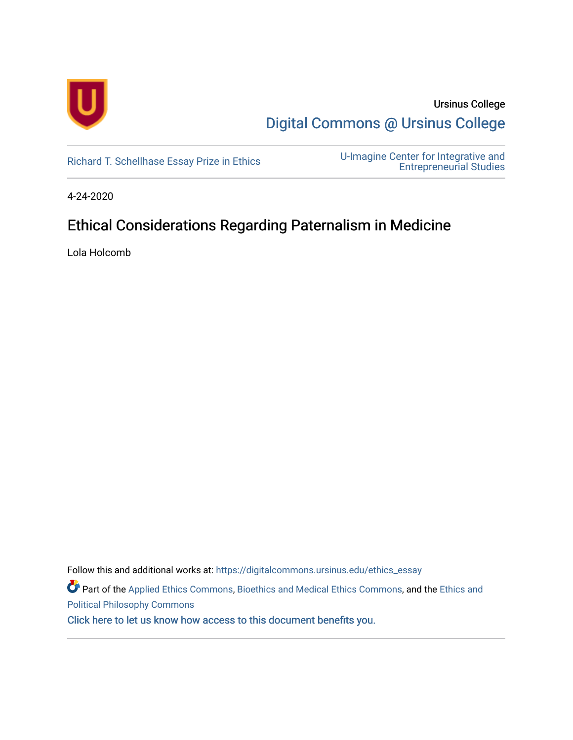Ursinus College

[Digital Commons @ Ursinus College](https://digitalcommons.ursinus.edu/)

Richard T. Schellhase Essay Prize in Ethics

U-Imagine Center for Integrative and Entrepreneurial Studies

4-24-2020

# Ethical Considerations Regarding Paternalism in Medicine

Lola Holcomb

Follow this and additional works at: https://digitalcommons.ursinus.edu/ethics_essay

Part of the Applied Ethics Commons, Bioethics and Medical Ethics Commons, and the Ethics and Political Philosophy Commons

Click here to let us know how access to this document benefits you.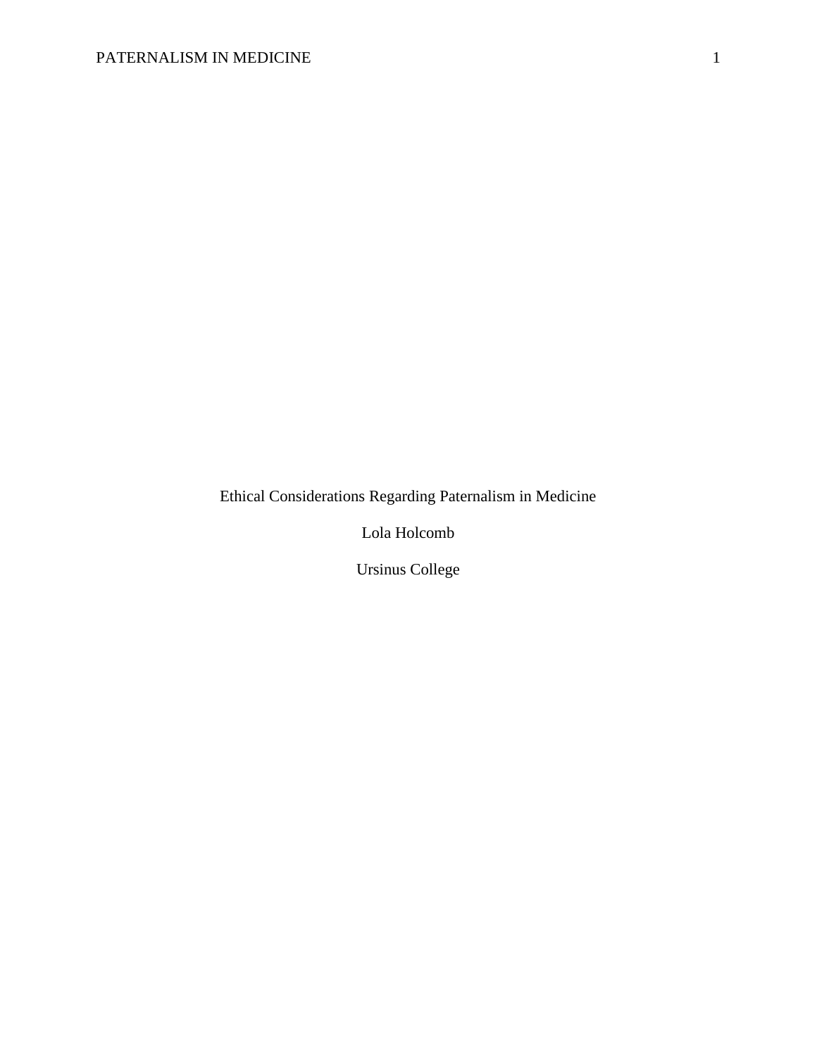Ethical Considerations Regarding Paternalism in Medicine

Lola Holcomb

Ursinus College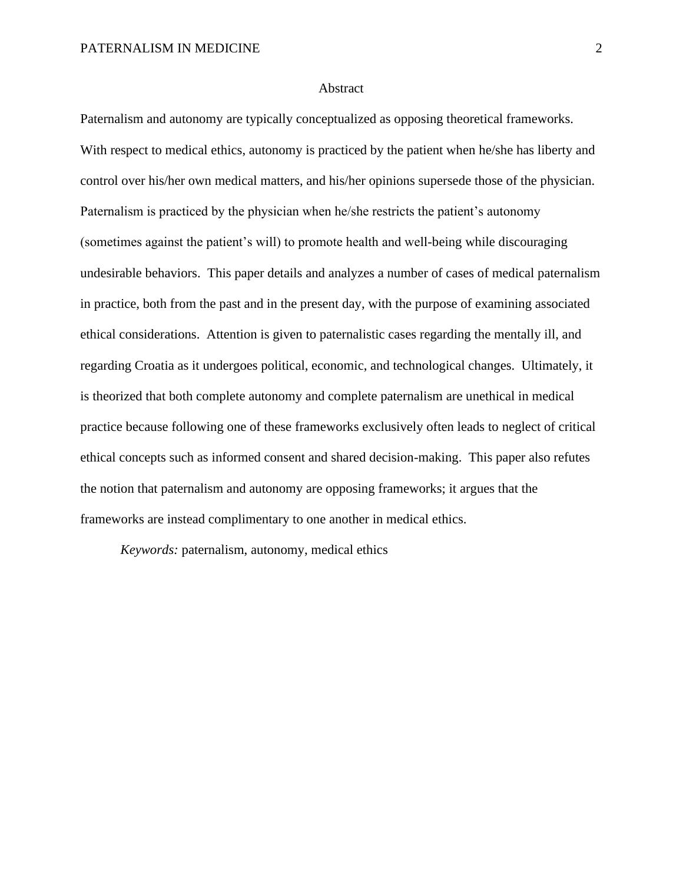## Abstract

Paternalism and autonomy are typically conceptualized as opposing theoretical frameworks. With respect to medical ethics, autonomy is practiced by the patient when he/she has liberty and control over his/her own medical matters, and his/her opinions supersede those of the physician. Paternalism is practiced by the physician when he/she restricts the patient's autonomy (sometimes against the patient's will) to promote health and well-being while discouraging undesirable behaviors. This paper details and analyzes a number of cases of medical paternalism in practice, both from the past and in the present day, with the purpose of examining associated ethical considerations. Attention is given to paternalistic cases regarding the mentally ill, and regarding Croatia as it undergoes political, economic, and technological changes. Ultimately, it is theorized that both complete autonomy and complete paternalism are unethical in medical practice because following one of these frameworks exclusively often leads to neglect of critical ethical concepts such as informed consent and shared decision-making. This paper also refutes the notion that paternalism and autonomy are opposing frameworks; it argues that the frameworks are instead complimentary to one another in medical ethics.

*Keywords:* paternalism, autonomy, medical ethics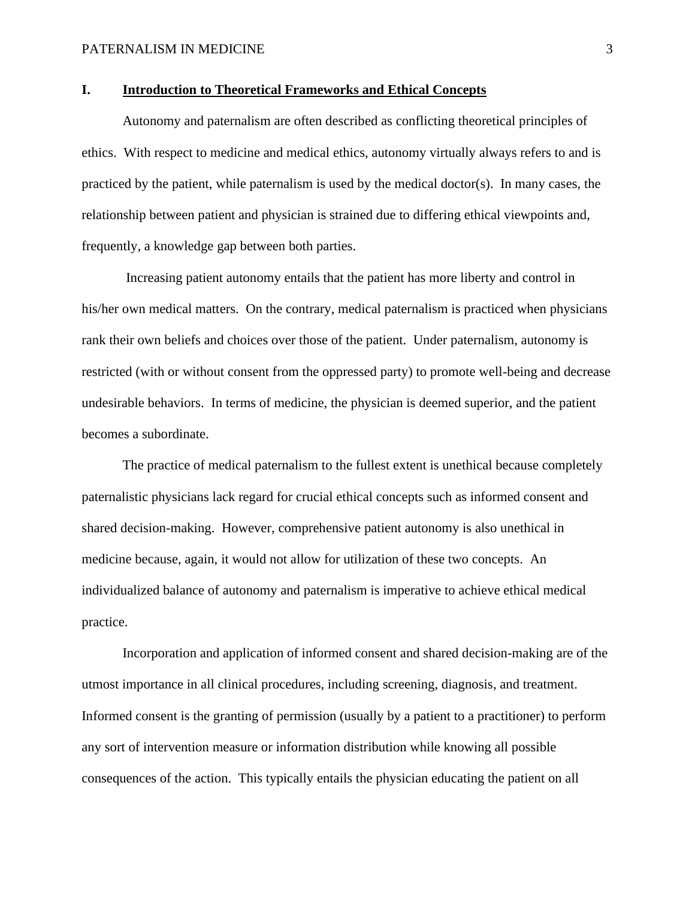## I. **Introduction to Theoretical Frameworks and Ethical Concepts**

Autonomy and paternalism are often described as conflicting theoretical principles of ethics. With respect to medicine and medical ethics, autonomy virtually always refers to and is practiced by the patient, while paternalism is used by the medical doctor(s). In many cases, the relationship between patient and physician is strained due to differing ethical viewpoints and, frequently, a knowledge gap between both parties.

Increasing patient autonomy entails that the patient has more liberty and control in his/her own medical matters. On the contrary, medical paternalism is practiced when physicians rank their own beliefs and choices over those of the patient. Under paternalism, autonomy is restricted (with or without consent from the oppressed party) to promote well-being and decrease undesirable behaviors. In terms of medicine, the physician is deemed superior, and the patient becomes a subordinate.

The practice of medical paternalism to the fullest extent is unethical because completely paternalistic physicians lack regard for crucial ethical concepts such as informed consent and shared decision-making. However, comprehensive patient autonomy is also unethical in medicine because, again, it would not allow for utilization of these two concepts. An individualized balance of autonomy and paternalism is imperative to achieve ethical medical practice.

Incorporation and application of informed consent and shared decision-making are of the utmost importance in all clinical procedures, including screening, diagnosis, and treatment. Informed consent is the granting of permission (usually by a patient to a practitioner) to perform any sort of intervention measure or information distribution while knowing all possible consequences of the action. This typically entails the physician educating the patient on all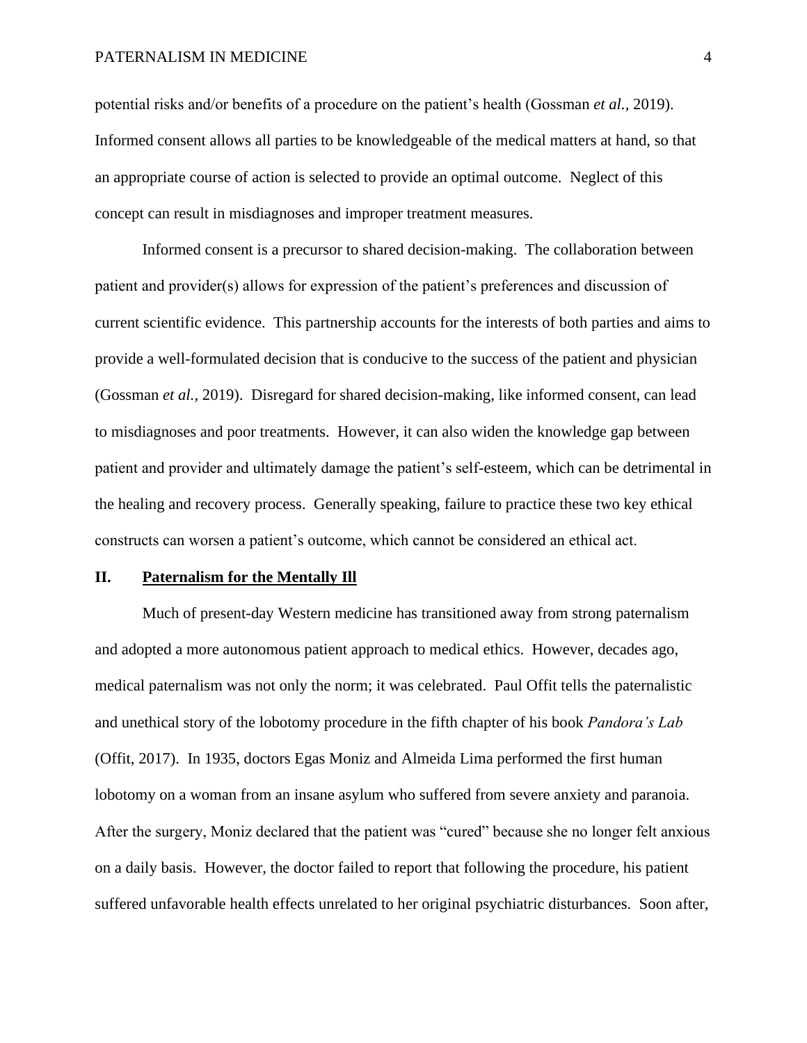potential risks and/or benefits of a procedure on the patient's health (Gossman *et al.*, 2019). Informed consent allows all parties to be knowledgeable of the medical matters at hand, so that an appropriate course of action is selected to provide an optimal outcome. Neglect of this concept can result in misdiagnoses and improper treatment measures.

Informed consent is a precursor to shared decision-making. The collaboration between patient and provider(s) allows for expression of the patient's preferences and discussion of current scientific evidence. This partnership accounts for the interests of both parties and aims to provide a well-formulated decision that is conducive to the success of the patient and physician (Gossman *et al.*, 2019). Disregard for shared decision-making, like informed consent, can lead to misdiagnoses and poor treatments. However, it can also widen the knowledge gap between patient and provider and ultimately damage the patient's self-esteem, which can be detrimental in the healing and recovery process. Generally speaking, failure to practice these two key ethical constructs can worsen a patient's outcome, which cannot be considered an ethical act.

## II. Paternalism for the Mentally Ill

Much of present-day Western medicine has transitioned away from strong paternalism and adopted a more autonomous patient approach to medical ethics. However, decades ago, medical paternalism was not only the norm; it was celebrated. Paul Offit tells the paternalistic and unethical story of the lobotomy procedure in the fifth chapter of his book *Pandora's Lab* (Offit, 2017). In 1935, doctors Egas Moniz and Almeida Lima performed the first human lobotomy on a woman from an insane asylum who suffered from severe anxiety and paranoia. After the surgery, Moniz declared that the patient was "cured" because she no longer felt anxious on a daily basis. However, the doctor failed to report that following the procedure, his patient suffered unfavorable health effects unrelated to her original psychiatric disturbances. Soon after,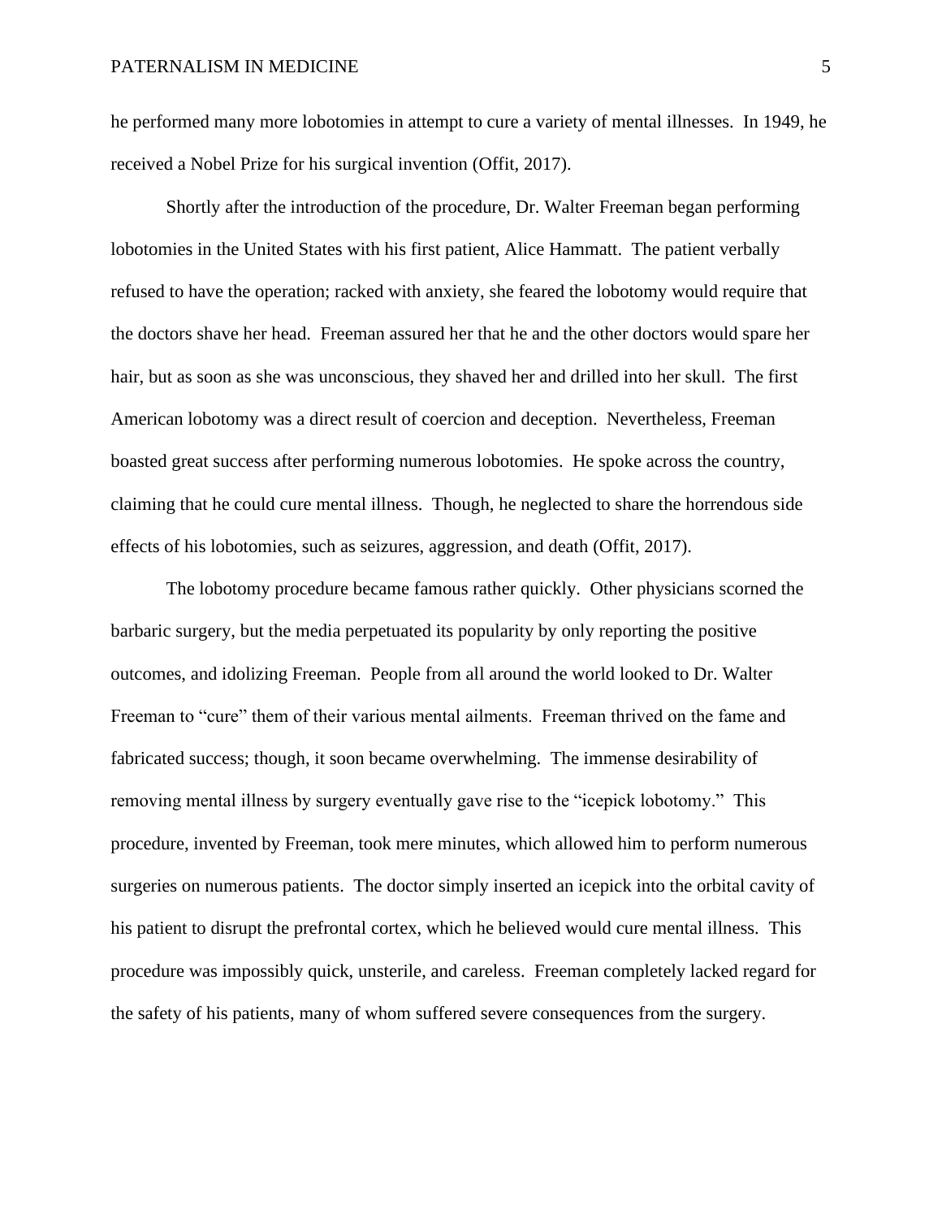he performed many more lobotomies in attempt to cure a variety of mental illnesses. In 1949, he received a Nobel Prize for his surgical invention (Offit, 2017).

Shortly after the introduction of the procedure, Dr. Walter Freeman began performing lobotomies in the United States with his first patient, Alice Hammatt. The patient verbally refused to have the operation; racked with anxiety, she feared the lobotomy would require that the doctors shave her head. Freeman assured her that he and the other doctors would spare her hair, but as soon as she was unconscious, they shaved her and drilled into her skull. The first American lobotomy was a direct result of coercion and deception. Nevertheless, Freeman boasted great success after performing numerous lobotomies. He spoke across the country, claiming that he could cure mental illness. Though, he neglected to share the horrendous side effects of his lobotomies, such as seizures, aggression, and death (Offit, 2017).

The lobotomy procedure became famous rather quickly. Other physicians scorned the barbaric surgery, but the media perpetuated its popularity by only reporting the positive outcomes, and idolizing Freeman. People from all around the world looked to Dr. Walter Freeman to "cure" them of their various mental ailments. Freeman thrived on the fame and fabricated success; though, it soon became overwhelming. The immense desirability of removing mental illness by surgery eventually gave rise to the "icepick lobotomy." This procedure, invented by Freeman, took mere minutes, which allowed him to perform numerous surgeries on numerous patients. The doctor simply inserted an icepick into the orbital cavity of his patient to disrupt the prefrontal cortex, which he believed would cure mental illness. This procedure was impossibly quick, unsterile, and careless. Freeman completely lacked regard for the safety of his patients, many of whom suffered severe consequences from the surgery.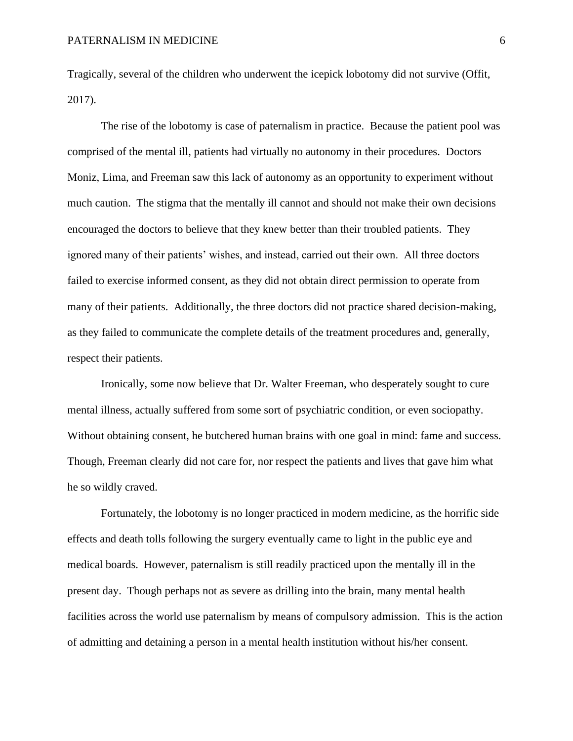Tragically, several of the children who underwent the icepick lobotomy did not survive (Offit, 2017).

The rise of the lobotomy is case of paternalism in practice. Because the patient pool was comprised of the mental ill, patients had virtually no autonomy in their procedures. Doctors Moniz, Lima, and Freeman saw this lack of autonomy as an opportunity to experiment without much caution. The stigma that the mentally ill cannot and should not make their own decisions encouraged the doctors to believe that they knew better than their troubled patients. They ignored many of their patients' wishes, and instead, carried out their own. All three doctors failed to exercise informed consent, as they did not obtain direct permission to operate from many of their patients. Additionally, the three doctors did not practice shared decision-making, as they failed to communicate the complete details of the treatment procedures and, generally, respect their patients.

Ironically, some now believe that Dr. Walter Freeman, who desperately sought to cure mental illness, actually suffered from some sort of psychiatric condition, or even sociopathy. Without obtaining consent, he butchered human brains with one goal in mind: fame and success. Though, Freeman clearly did not care for, nor respect the patients and lives that gave him what he so wildly craved.

Fortunately, the lobotomy is no longer practiced in modern medicine, as the horrific side effects and death tolls following the surgery eventually came to light in the public eye and medical boards. However, paternalism is still readily practiced upon the mentally ill in the present day. Though perhaps not as severe as drilling into the brain, many mental health facilities across the world use paternalism by means of compulsory admission. This is the action of admitting and detaining a person in a mental health institution without his/her consent.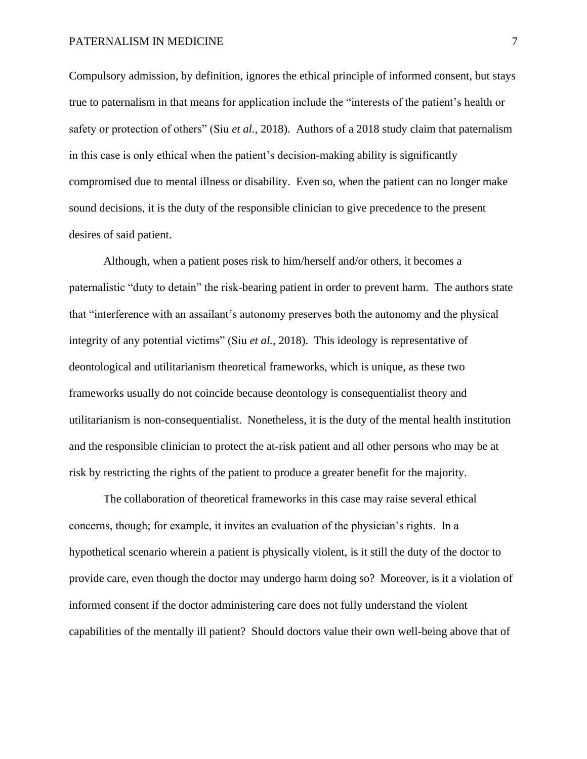Compulsory admission, by definition, ignores the ethical principle of informed consent, but stays true to paternalism in that means for application include the "interests of the patient's health or safety or protection of others" (Siu *et al.*, 2018). Authors of a 2018 study claim that paternalism in this case is only ethical when the patient's decision-making ability is significantly compromised due to mental illness or disability. Even so, when the patient can no longer make sound decisions, it is the duty of the responsible clinician to give precedence to the present desires of said patient.

Although, when a patient poses risk to him/herself and/or others, it becomes a paternalistic "duty to detain" the risk-bearing patient in order to prevent harm. The authors state that "interference with an assailant's autonomy preserves both the autonomy and the physical integrity of any potential victims" (Siu *et al.,* 2018). This ideology is representative of deontological and utilitarianism theoretical frameworks, which is unique, as these two frameworks usually do not coincide because deontology is consequentialist theory and utilitarianism is non-consequentialist. Nonetheless, it is the duty of the mental health institution and the responsible clinician to protect the at-risk patient and all other persons who may be at risk by restricting the rights of the patient to produce a greater benefit for the majority.

The collaboration of theoretical frameworks in this case may raise several ethical concerns, though; for example, it invites an evaluation of the physician's rights. In a hypothetical scenario wherein a patient is physically violent, is it still the duty of the doctor to provide care, even though the doctor may undergo harm doing so? Moreover, is it a violation of informed consent if the doctor administering care does not fully understand the violent capabilities of the mentally ill patient? Should doctors value their own well-being above that of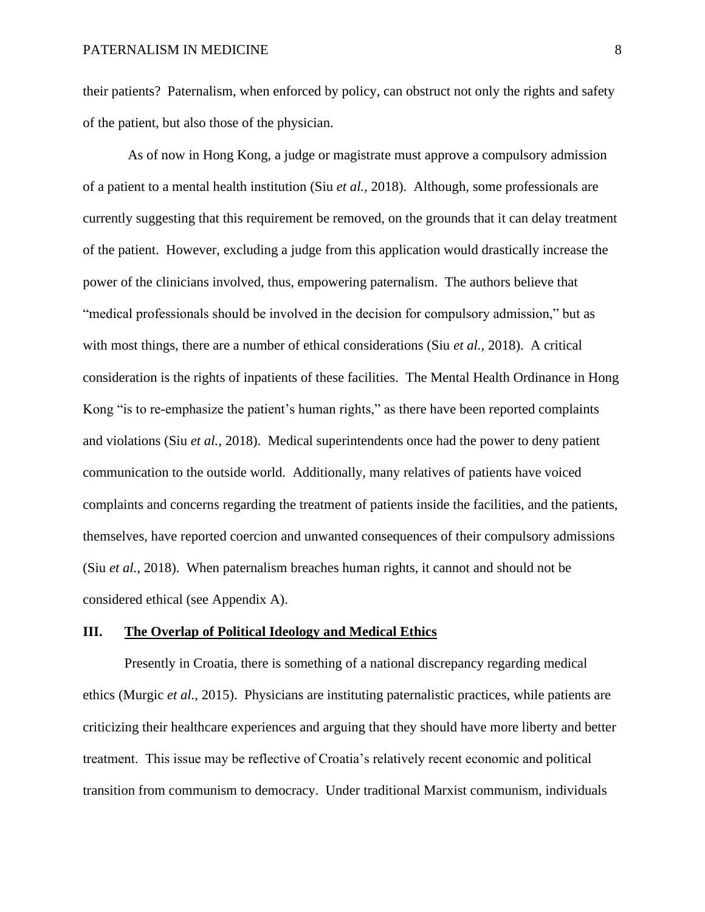their patients? Paternalism, when enforced by policy, can obstruct not only the rights and safety of the patient, but also those of the physician.

As of now in Hong Kong, a judge or magistrate must approve a compulsory admission of a patient to a mental health institution (Siu *et al.*, 2018). Although, some professionals are currently suggesting that this requirement be removed, on the grounds that it can delay treatment of the patient. However, excluding a judge from this application would drastically increase the power of the clinicians involved, thus, empowering paternalism. The authors believe that "medical professionals should be involved in the decision for compulsory admission," but as with most things, there are a number of ethical considerations (Siu *et al.*, 2018). A critical consideration is the rights of inpatients of these facilities. The Mental Health Ordinance in Hong Kong "is to re-emphasize the patient's human rights," as there have been reported complaints and violations (Siu *et al.*, 2018). Medical superintendents once had the power to deny patient communication to the outside world. Additionally, many relatives of patients have voiced complaints and concerns regarding the treatment of patients inside the facilities, and the patients, themselves, have reported coercion and unwanted consequences of their compulsory admissions (Siu *et al.*, 2018). When paternalism breaches human rights, it cannot and should not be considered ethical (see Appendix A).

## III. <u>The Overlap of Political Ideology and Medical Ethics</u>

Presently in Croatia, there is something of a national discrepancy regarding medical ethics (Murgic *et al.*, 2015). Physicians are instituting paternalistic practices, while patients are criticizing their healthcare experiences and arguing that they should have more liberty and better treatment. This issue may be reflective of Croatia's relatively recent economic and political transition from communism to democracy. Under traditional Marxist communism, individuals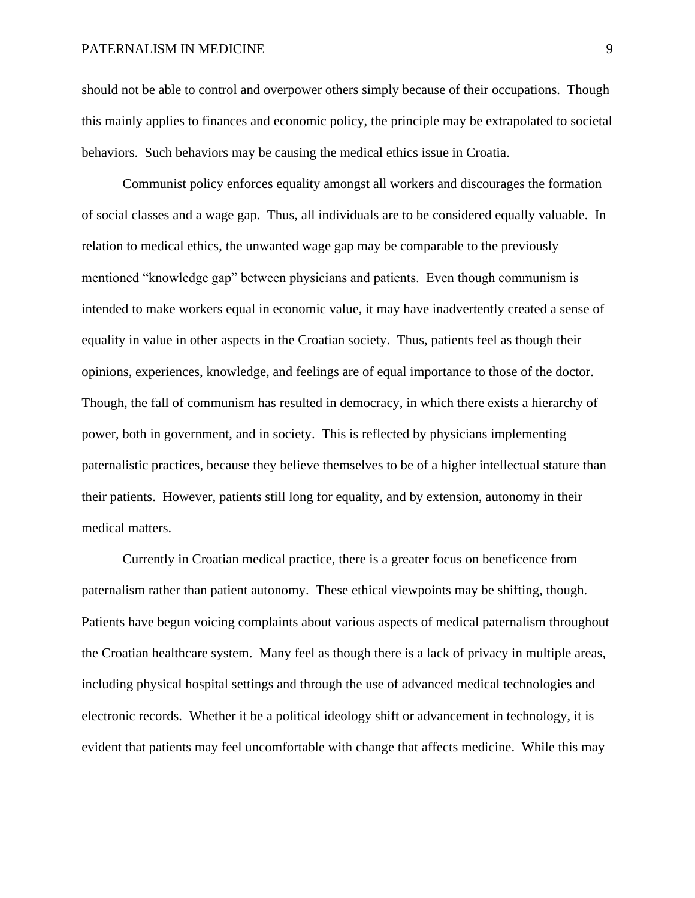should not be able to control and overpower others simply because of their occupations. Though this mainly applies to finances and economic policy, the principle may be extrapolated to societal behaviors. Such behaviors may be causing the medical ethics issue in Croatia.

Communist policy enforces equality amongst all workers and discourages the formation of social classes and a wage gap. Thus, all individuals are to be considered equally valuable. In relation to medical ethics, the unwanted wage gap may be comparable to the previously mentioned "knowledge gap" between physicians and patients. Even though communism is intended to make workers equal in economic value, it may have inadvertently created a sense of equality in value in other aspects in the Croatian society. Thus, patients feel as though their opinions, experiences, knowledge, and feelings are of equal importance to those of the doctor. Though, the fall of communism has resulted in democracy, in which there exists a hierarchy of power, both in government, and in society. This is reflected by physicians implementing paternalistic practices, because they believe themselves to be of a higher intellectual stature than their patients. However, patients still long for equality, and by extension, autonomy in their medical matters.

Currently in Croatian medical practice, there is a greater focus on beneficence from paternalism rather than patient autonomy. These ethical viewpoints may be shifting, though. Patients have begun voicing complaints about various aspects of medical paternalism throughout the Croatian healthcare system. Many feel as though there is a lack of privacy in multiple areas, including physical hospital settings and through the use of advanced medical technologies and electronic records. Whether it be a political ideology shift or advancement in technology, it is evident that patients may feel uncomfortable with change that affects medicine. While this may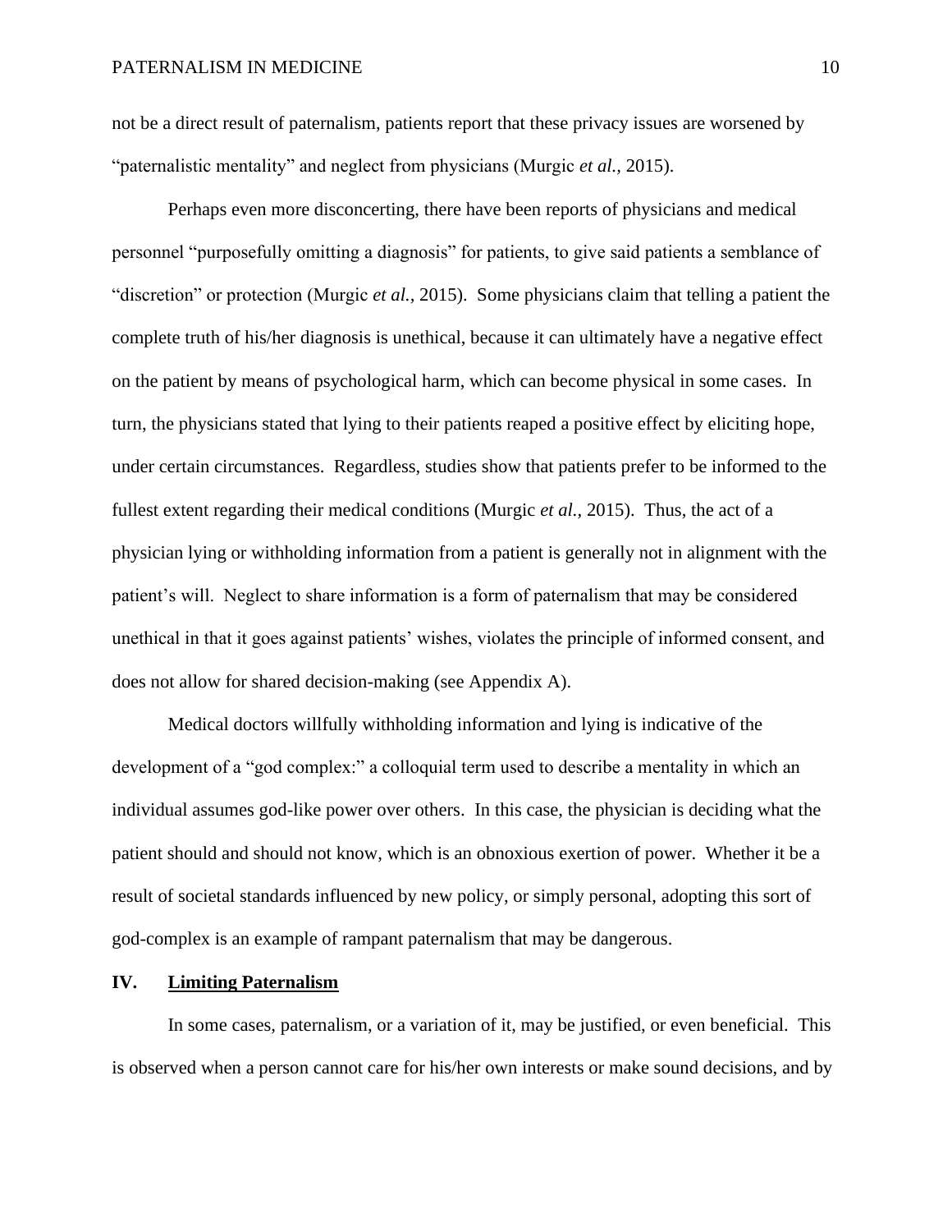not be a direct result of paternalism, patients report that these privacy issues are worsened by "paternalistic mentality" and neglect from physicians (Murgic *et al.*, 2015).

Perhaps even more disconcerting, there have been reports of physicians and medical personnel "purposefully omitting a diagnosis" for patients, to give said patients a semblance of "discretion" or protection (Murgic *et al.*, 2015). Some physicians claim that telling a patient the complete truth of his/her diagnosis is unethical, because it can ultimately have a negative effect on the patient by means of psychological harm, which can become physical in some cases. In turn, the physicians stated that lying to their patients reaped a positive effect by eliciting hope, under certain circumstances. Regardless, studies show that patients prefer to be informed to the fullest extent regarding their medical conditions (Murgic *et al.*, 2015). Thus, the act of a physician lying or withholding information from a patient is generally not in alignment with the patient's will. Neglect to share information is a form of paternalism that may be considered unethical in that it goes against patients' wishes, violates the principle of informed consent, and does not allow for shared decision-making (see Appendix A).

Medical doctors willfully withholding information and lying is indicative of the development of a "god complex:" a colloquial term used to describe a mentality in which an individual assumes god-like power over others. In this case, the physician is deciding what the patient should and should not know, which is an obnoxious exertion of power. Whether it be a result of societal standards influenced by new policy, or simply personal, adopting this sort of god-complex is an example of rampant paternalism that may be dangerous.

## IV. <u>Limiting Paternalism</u>

In some cases, paternalism, or a variation of it, may be justified, or even beneficial. This is observed when a person cannot care for his/her own interests or make sound decisions, and by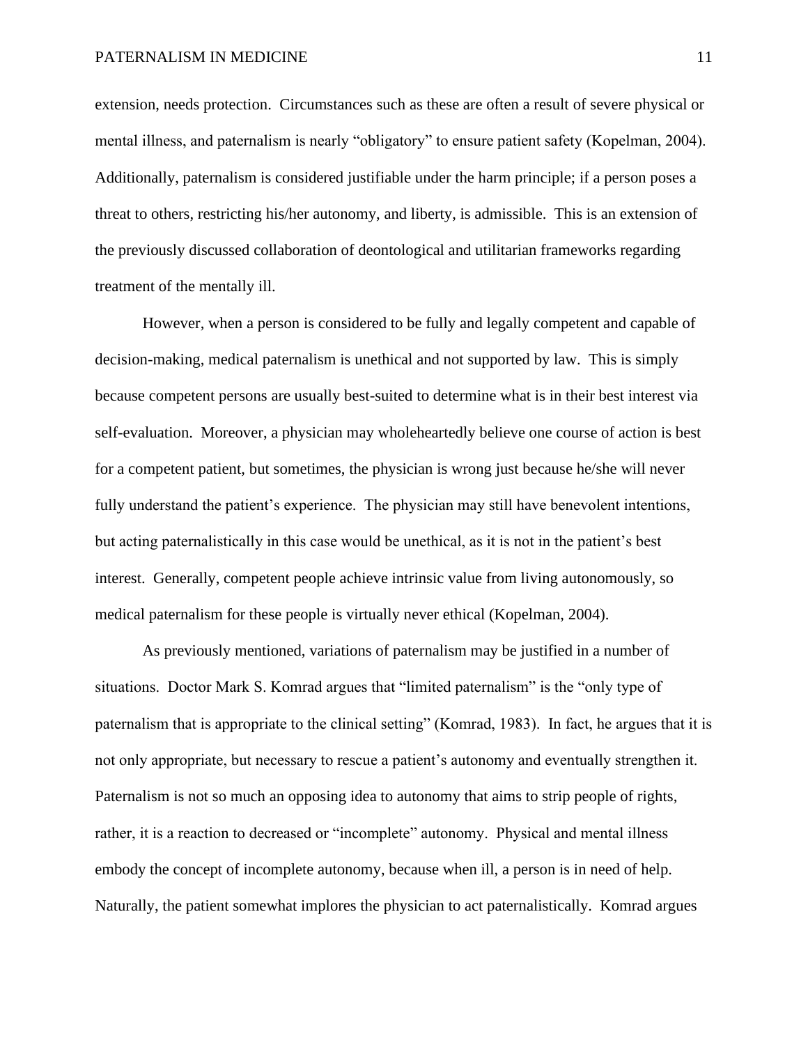extension, needs protection. Circumstances such as these are often a result of severe physical or mental illness, and paternalism is nearly "obligatory" to ensure patient safety (Kopelman, 2004). Additionally, paternalism is considered justifiable under the harm principle; if a person poses a threat to others, restricting his/her autonomy, and liberty, is admissible. This is an extension of the previously discussed collaboration of deontological and utilitarian frameworks regarding treatment of the mentally ill.

However, when a person is considered to be fully and legally competent and capable of decision-making, medical paternalism is unethical and not supported by law. This is simply because competent persons are usually best-suited to determine what is in their best interest via self-evaluation. Moreover, a physician may wholeheartedly believe one course of action is best for a competent patient, but sometimes, the physician is wrong just because he/she will never fully understand the patient's experience. The physician may still have benevolent intentions, but acting paternalistically in this case would be unethical, as it is not in the patient's best interest. Generally, competent people achieve intrinsic value from living autonomously, so medical paternalism for these people is virtually never ethical (Kopelman, 2004).

As previously mentioned, variations of paternalism may be justified in a number of situations. Doctor Mark S. Komrad argues that "limited paternalism" is the "only type of paternalism that is appropriate to the clinical setting" (Komrad, 1983). In fact, he argues that it is not only appropriate, but necessary to rescue a patient's autonomy and eventually strengthen it. Paternalism is not so much an opposing idea to autonomy that aims to strip people of rights, rather, it is a reaction to decreased or "incomplete" autonomy. Physical and mental illness embody the concept of incomplete autonomy, because when ill, a person is in need of help. Naturally, the patient somewhat implores the physician to act paternalistically. Komrad argues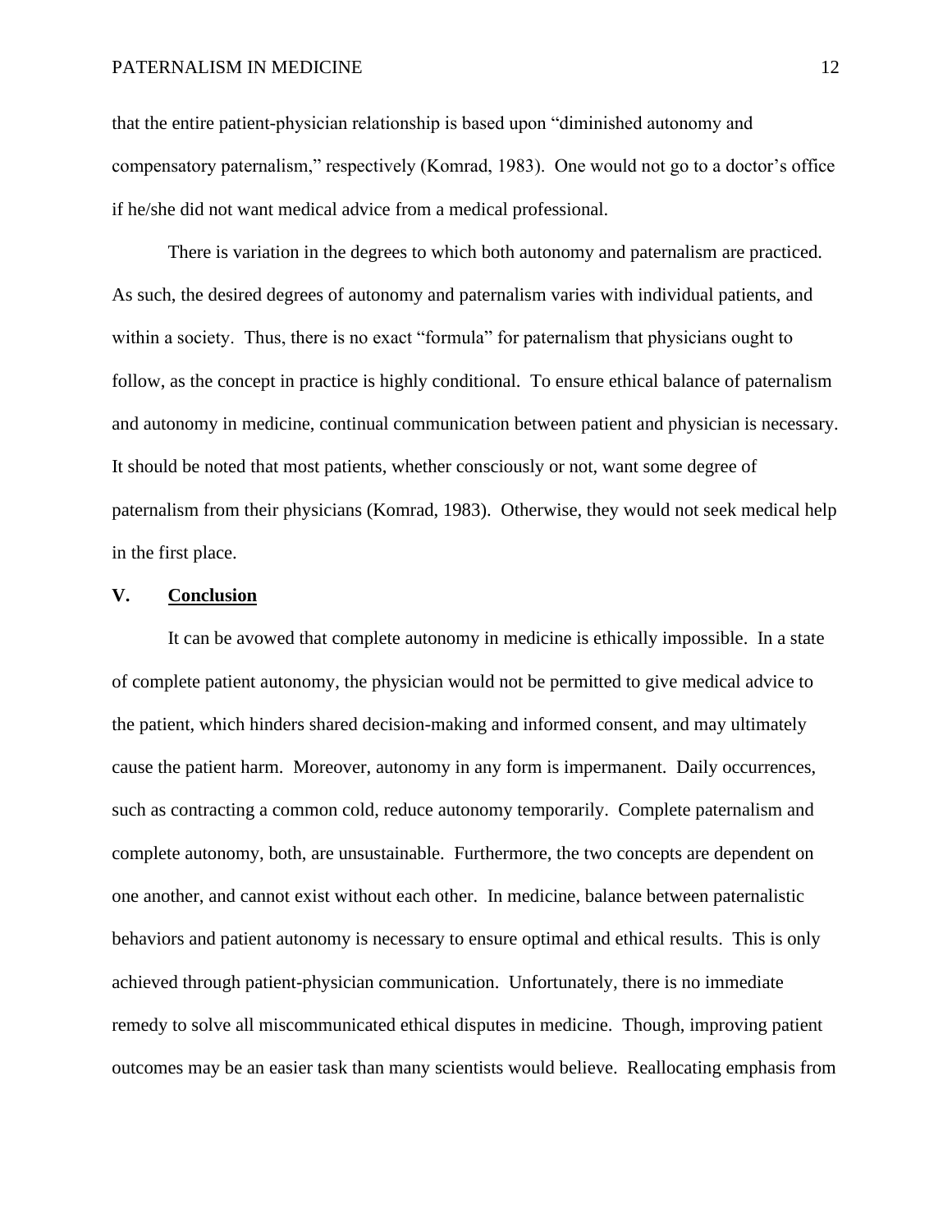that the entire patient-physician relationship is based upon "diminished autonomy and compensatory paternalism," respectively (Komrad, 1983). One would not go to a doctor's office if he/she did not want medical advice from a medical professional.

There is variation in the degrees to which both autonomy and paternalism are practiced. As such, the desired degrees of autonomy and paternalism varies with individual patients, and within a society. Thus, there is no exact "formula" for paternalism that physicians ought to follow, as the concept in practice is highly conditional. To ensure ethical balance of paternalism and autonomy in medicine, continual communication between patient and physician is necessary. It should be noted that most patients, whether consciously or not, want some degree of paternalism from their physicians (Komrad, 1983). Otherwise, they would not seek medical help in the first place.

## V. Conclusion

It can be avowed that complete autonomy in medicine is ethically impossible. In a state of complete patient autonomy, the physician would not be permitted to give medical advice to the patient, which hinders shared decision-making and informed consent, and may ultimately cause the patient harm. Moreover, autonomy in any form is impermanent. Daily occurrences, such as contracting a common cold, reduce autonomy temporarily. Complete paternalism and complete autonomy, both, are unsustainable. Furthermore, the two concepts are dependent on one another, and cannot exist without each other. In medicine, balance between paternalistic behaviors and patient autonomy is necessary to ensure optimal and ethical results. This is only achieved through patient-physician communication. Unfortunately, there is no immediate remedy to solve all miscommunicated ethical disputes in medicine. Though, improving patient outcomes may be an easier task than many scientists would believe. Reallocating emphasis from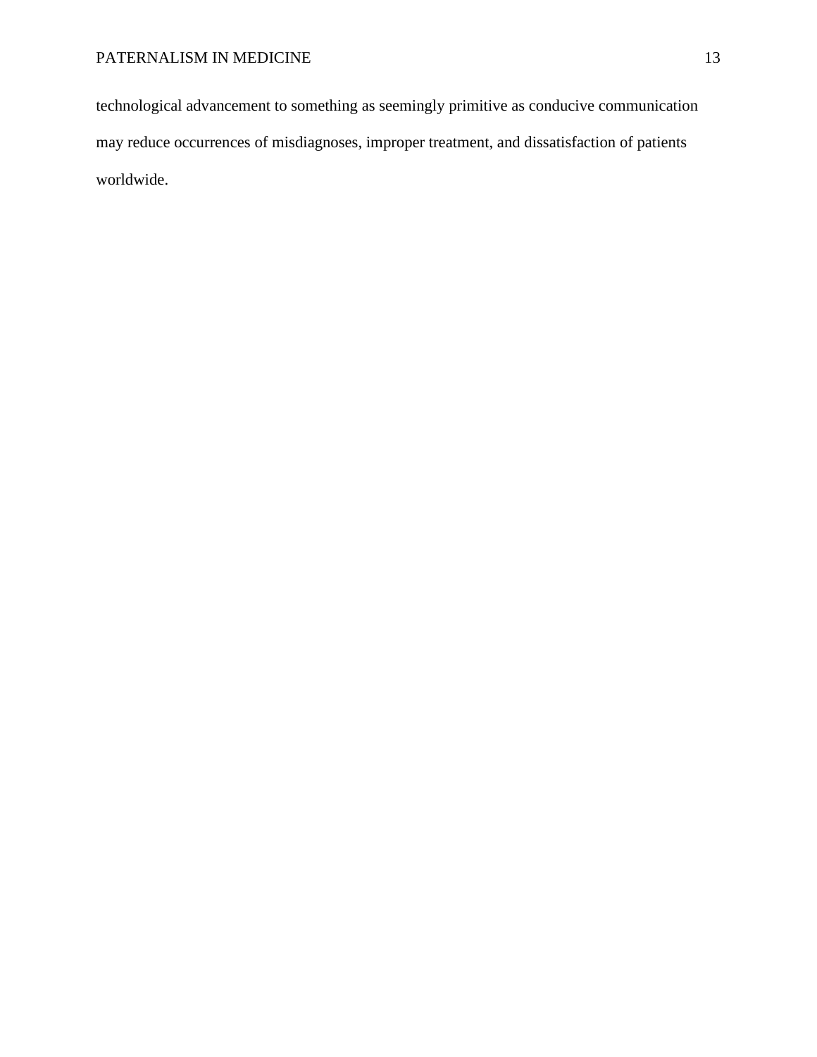technological advancement to something as seemingly primitive as conducive communication may reduce occurrences of misdiagnoses, improper treatment, and dissatisfaction of patients worldwide.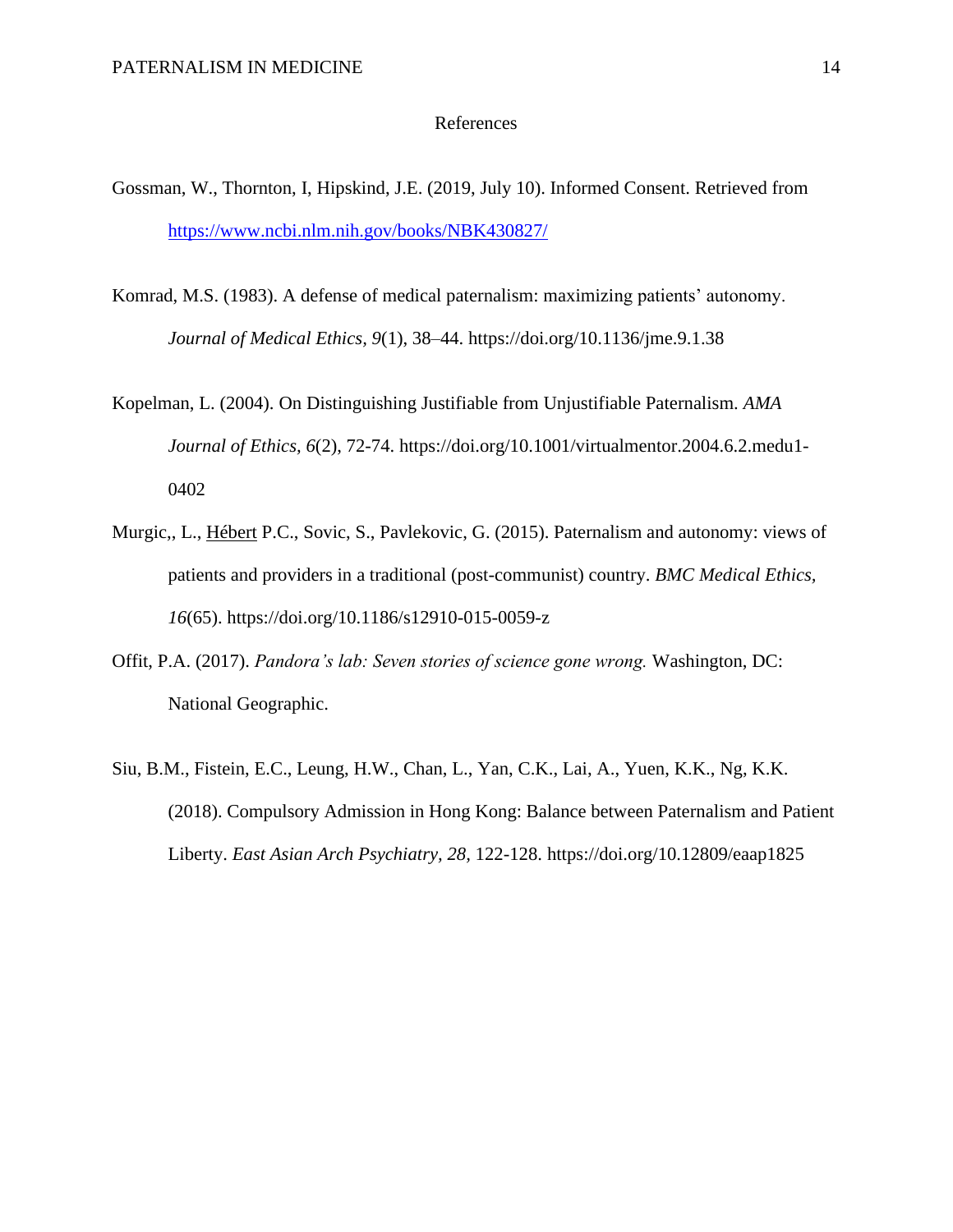# References

Gossman, W., Thornton, I, Hipskind, J.E. (2019, July 10). Informed Consent. Retrieved from https://www.ncbi.nlm.nih.gov/books/NBK430827/

Komrad, M.S. (1983). A defense of medical paternalism: maximizing patients' autonomy. *Journal of Medical Ethics*, *9*(1), 38–44. https://doi.org/10.1136/jme.9.1.38

Kopelman, L. (2004). On Distinguishing Justifiable from Unjustifiable Paternalism. *AMA Journal of Ethics, 6*(2), 72-74. https://doi.org/10.1001/virtualmentor.2004.6.2.medu1-0402

Murgic,, L., Hébert P.C., Sovic, S., Pavlekovic, G. (2015). Paternalism and autonomy: views of patients and providers in a traditional (post-communist) country. *BMC Medical Ethics, 16*(65). https://doi.org/10.1186/s12910-015-0059-z

Offit, P.A. (2017). *Pandora's lab: Seven stories of science gone wrong.* Washington, DC: National Geographic.

Siu, B.M., Fistein, E.C., Leung, H.W., Chan, L., Yan, C.K., Lai, A., Yuen, K.K., Ng, K.K. (2018). Compulsory Admission in Hong Kong: Balance between Paternalism and Patient Liberty. *East Asian Arch Psychiatry, 28*, 122-128. https://doi.org/10.12809/eaap1825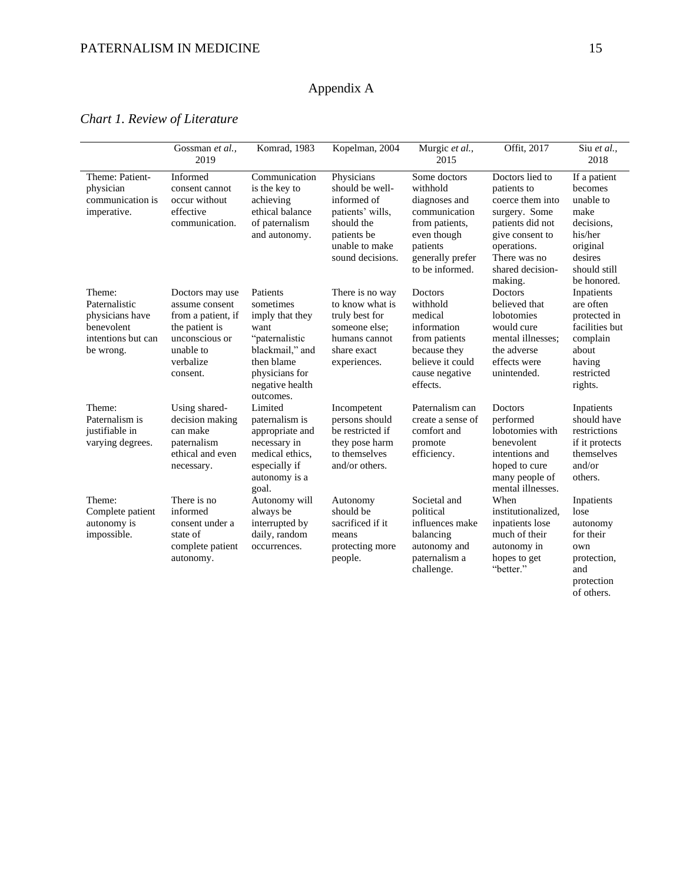# Appendix A

*Chart 1. Review of Literature*

| | Gossman *et al.*, 2019 | Komrad, 1983 | Kopelman, 2004 | Murgic *et al.*, 2015 | Offit, 2017 | Siu *et al.*, 2018 |
|---|---|---|---|---|---|---|
| Theme: Patient-physician communication is imperative. | Informed consent cannot occur without effective communication. | Communication is the key to achieving ethical balance of paternalism and autonomy. | Physicians should be well-informed of patients' wills, should the patients be unable to make sound decisions. | Some doctors withhold diagnoses and communication from patients, even though patients generally prefer to be informed. | Doctors lied to patients to coerce them into surgery. Some patients did not give consent to operations. There was no shared decision-making. | If a patient becomes unable to make decisions, his/her original desires should still be honored. |
| Theme: Paternalistic physicians have benevolent intentions but can be wrong. | Doctors may use assume consent from a patient, if the patient is unconscious or unable to verbalize consent. | Patients sometimes imply that they want "paternalistic blackmail," and then blame physicians for negative health outcomes. | There is no way to know what is truly best for someone else; humans cannot share exact experiences. | Doctors withhold medical information from patients because they believe it could cause negative effects. | Doctors believed that lobotomies would cure mental illnesses; the adverse effects were unintended. | Inpatients are often protected in facilities but complain about having restricted rights. |
| Theme: Paternalism is justifiable in varying degrees. | Using shared-decision making can make paternalism ethical and even necessary. | Limited paternalism is appropriate and necessary in medical ethics, especially if autonomy is a goal. | Incompetent persons should be restricted if they pose harm to themselves and/or others. | Paternalism can create a sense of comfort and promote efficiency. | Doctors performed lobotomies with benevolent intentions and hoped to cure many people of mental illnesses. | Inpatients should have restrictions if it protects themselves and/or others. |
| Theme: Complete patient autonomy is impossible. | There is no informed consent under a state of complete patient autonomy. | Autonomy will always be interrupted by daily, random occurrences. | Autonomy should be sacrificed if it means protecting more people. | Societal and political influences make balancing autonomy and paternalism a challenge. | When institutionalized, inpatients lose much of their autonomy in hopes to get "better." | Inpatients lose autonomy for their own protection, and protection of others. |